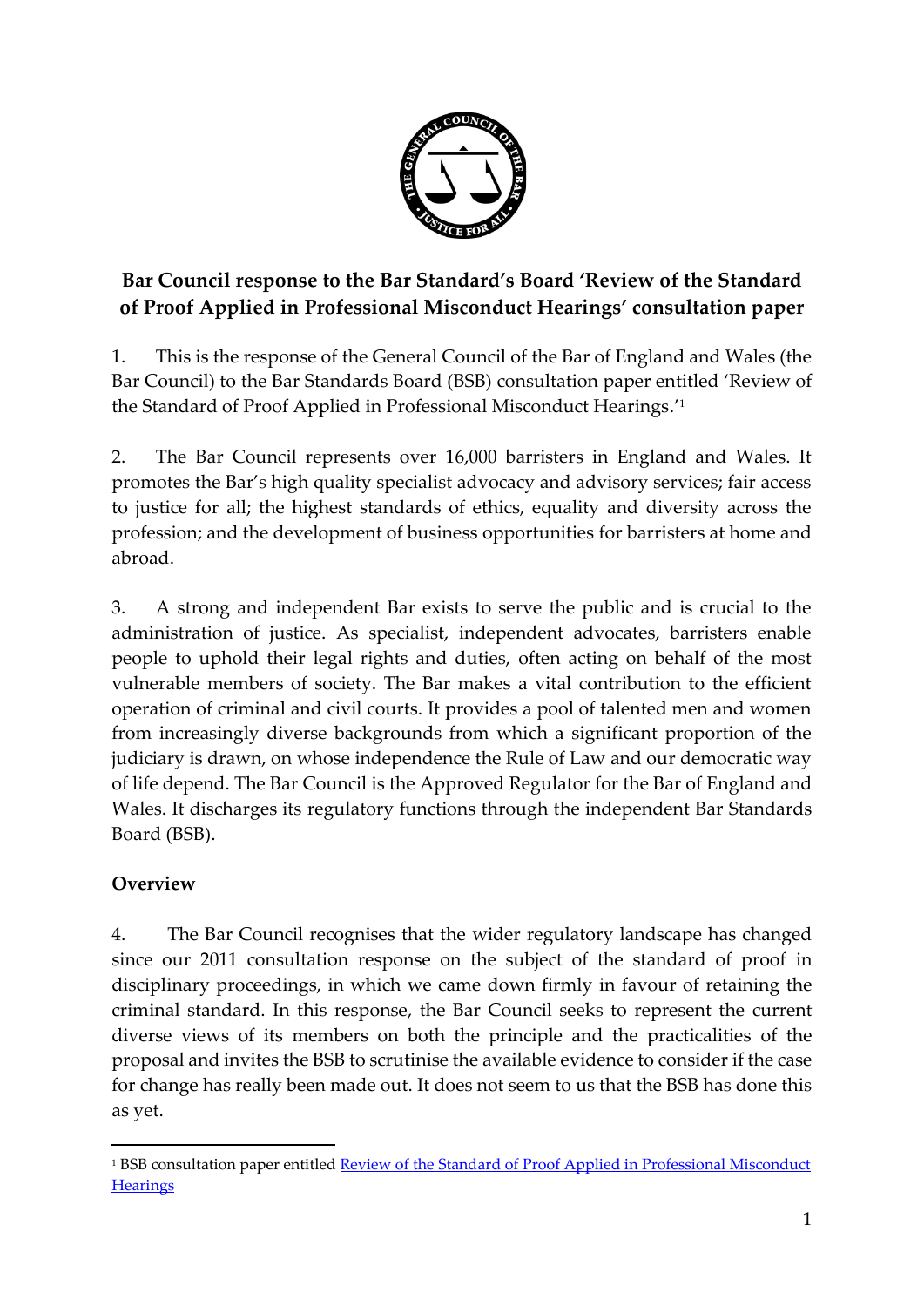**Bar Council response to the Bar Standard's Board 'Review of the Standard of Proof Applied in Professional Misconduct Hearings' consultation paper**

1. This is the response of the General Council of the Bar of England and Wales (the Bar Council) to the Bar Standards Board (BSB) consultation paper entitled 'Review of the Standard of Proof Applied in Professional Misconduct Hearings.'[1]

2. The Bar Council represents over 16,000 barristers in England and Wales. It promotes the Bar's high quality specialist advocacy and advisory services; fair access to justice for all; the highest standards of ethics, equality and diversity across the profession; and the development of business opportunities for barristers at home and abroad.

3. A strong and independent Bar exists to serve the public and is crucial to the administration of justice. As specialist, independent advocates, barristers enable people to uphold their legal rights and duties, often acting on behalf of the most vulnerable members of society. The Bar makes a vital contribution to the efficient operation of criminal and civil courts. It provides a pool of talented men and women from increasingly diverse backgrounds from which a significant proportion of the judiciary is drawn, on whose independence the Rule of Law and our democratic way of life depend. The Bar Council is the Approved Regulator for the Bar of England and Wales. It discharges its regulatory functions through the independent Bar Standards Board (BSB).

## Overview

4. The Bar Council recognises that the wider regulatory landscape has changed since our 2011 consultation response on the subject of the standard of proof in disciplinary proceedings, in which we came down firmly in favour of retaining the criminal standard. In this response, the Bar Council seeks to represent the current diverse views of its members on both the principle and the practicalities of the proposal and invites the BSB to scrutinise the available evidence to consider if the case for change has really been made out. It does not seem to us that the BSB has done this as yet.

---

[1] BSB consultation paper entitled [Review of the Standard of Proof Applied in Professional Misconduct Hearings]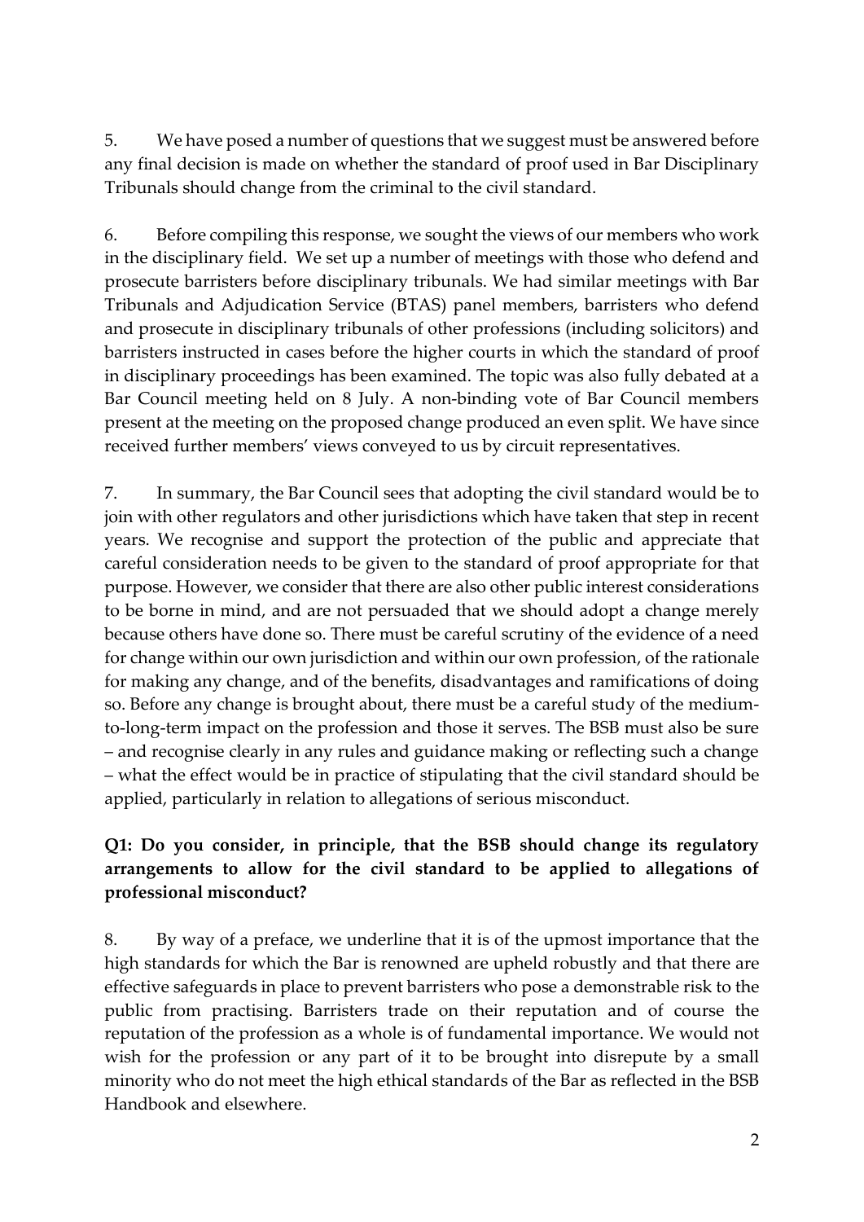5. We have posed a number of questions that we suggest must be answered before any final decision is made on whether the standard of proof used in Bar Disciplinary Tribunals should change from the criminal to the civil standard.

6. Before compiling this response, we sought the views of our members who work in the disciplinary field. We set up a number of meetings with those who defend and prosecute barristers before disciplinary tribunals. We had similar meetings with Bar Tribunals and Adjudication Service (BTAS) panel members, barristers who defend and prosecute in disciplinary tribunals of other professions (including solicitors) and barristers instructed in cases before the higher courts in which the standard of proof in disciplinary proceedings has been examined. The topic was also fully debated at a Bar Council meeting held on 8 July. A non-binding vote of Bar Council members present at the meeting on the proposed change produced an even split. We have since received further members' views conveyed to us by circuit representatives.

7. In summary, the Bar Council sees that adopting the civil standard would be to join with other regulators and other jurisdictions which have taken that step in recent years. We recognise and support the protection of the public and appreciate that careful consideration needs to be given to the standard of proof appropriate for that purpose. However, we consider that there are also other public interest considerations to be borne in mind, and are not persuaded that we should adopt a change merely because others have done so. There must be careful scrutiny of the evidence of a need for change within our own jurisdiction and within our own profession, of the rationale for making any change, and of the benefits, disadvantages and ramifications of doing so. Before any change is brought about, there must be a careful study of the medium-to-long-term impact on the profession and those it serves. The BSB must also be sure – and recognise clearly in any rules and guidance making or reflecting such a change – what the effect would be in practice of stipulating that the civil standard should be applied, particularly in relation to allegations of serious misconduct.

**Q1: Do you consider, in principle, that the BSB should change its regulatory arrangements to allow for the civil standard to be applied to allegations of professional misconduct?**

8. By way of a preface, we underline that it is of the upmost importance that the high standards for which the Bar is renowned are upheld robustly and that there are effective safeguards in place to prevent barristers who pose a demonstrable risk to the public from practising. Barristers trade on their reputation and of course the reputation of the profession as a whole is of fundamental importance. We would not wish for the profession or any part of it to be brought into disrepute by a small minority who do not meet the high ethical standards of the Bar as reflected in the BSB Handbook and elsewhere.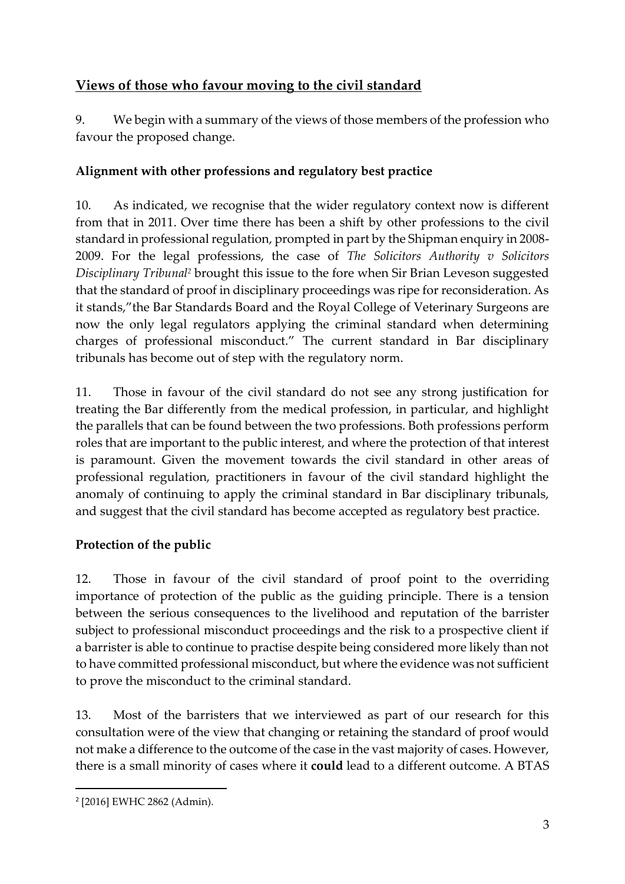## Views of those who favour moving to the civil standard

9. We begin with a summary of the views of those members of the profession who favour the proposed change.

### Alignment with other professions and regulatory best practice

10. As indicated, we recognise that the wider regulatory context now is different from that in 2011. Over time there has been a shift by other professions to the civil standard in professional regulation, prompted in part by the Shipman enquiry in 2008-2009. For the legal professions, the case of *The Solicitors Authority v Solicitors Disciplinary Tribunal*[2] brought this issue to the fore when Sir Brian Leveson suggested that the standard of proof in disciplinary proceedings was ripe for reconsideration. As it stands,"the Bar Standards Board and the Royal College of Veterinary Surgeons are now the only legal regulators applying the criminal standard when determining charges of professional misconduct." The current standard in Bar disciplinary tribunals has become out of step with the regulatory norm.

11. Those in favour of the civil standard do not see any strong justification for treating the Bar differently from the medical profession, in particular, and highlight the parallels that can be found between the two professions. Both professions perform roles that are important to the public interest, and where the protection of that interest is paramount. Given the movement towards the civil standard in other areas of professional regulation, practitioners in favour of the civil standard highlight the anomaly of continuing to apply the criminal standard in Bar disciplinary tribunals, and suggest that the civil standard has become accepted as regulatory best practice.

### Protection of the public

12. Those in favour of the civil standard of proof point to the overriding importance of protection of the public as the guiding principle. There is a tension between the serious consequences to the livelihood and reputation of the barrister subject to professional misconduct proceedings and the risk to a prospective client if a barrister is able to continue to practise despite being considered more likely than not to have committed professional misconduct, but where the evidence was not sufficient to prove the misconduct to the criminal standard.

13. Most of the barristers that we interviewed as part of our research for this consultation were of the view that changing or retaining the standard of proof would not make a difference to the outcome of the case in the vast majority of cases. However, there is a small minority of cases where it **could** lead to a different outcome. A BTAS

[2] [2016] EWHC 2862 (Admin).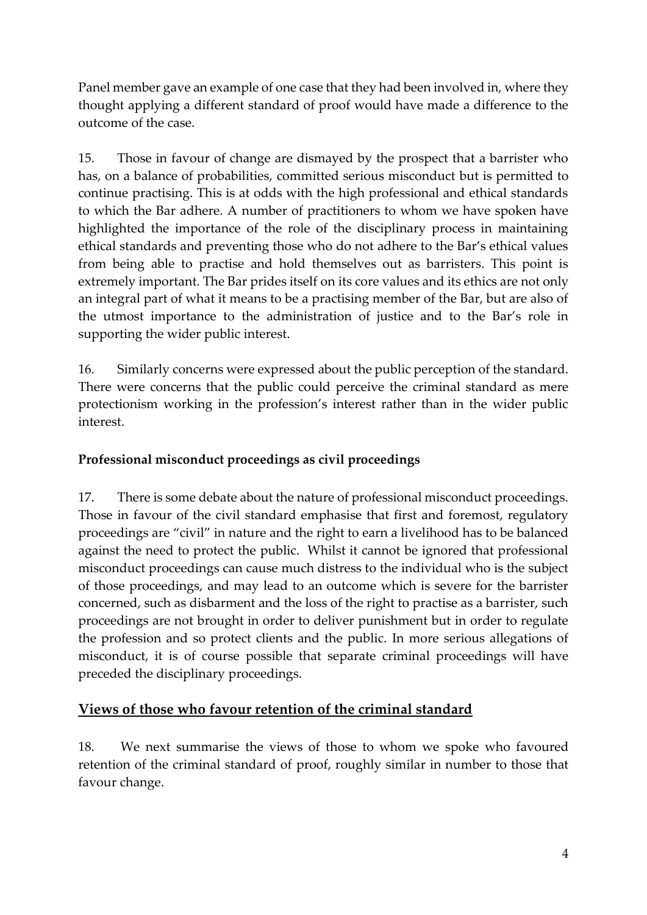Panel member gave an example of one case that they had been involved in, where they thought applying a different standard of proof would have made a difference to the outcome of the case.

15. Those in favour of change are dismayed by the prospect that a barrister who has, on a balance of probabilities, committed serious misconduct but is permitted to continue practising. This is at odds with the high professional and ethical standards to which the Bar adhere. A number of practitioners to whom we have spoken have highlighted the importance of the role of the disciplinary process in maintaining ethical standards and preventing those who do not adhere to the Bar's ethical values from being able to practise and hold themselves out as barristers. This point is extremely important. The Bar prides itself on its core values and its ethics are not only an integral part of what it means to be a practising member of the Bar, but are also of the utmost importance to the administration of justice and to the Bar's role in supporting the wider public interest.

16. Similarly concerns were expressed about the public perception of the standard. There were concerns that the public could perceive the criminal standard as mere protectionism working in the profession's interest rather than in the wider public interest.

**Professional misconduct proceedings as civil proceedings**

17. There is some debate about the nature of professional misconduct proceedings. Those in favour of the civil standard emphasise that first and foremost, regulatory proceedings are "civil" in nature and the right to earn a livelihood has to be balanced against the need to protect the public. Whilst it cannot be ignored that professional misconduct proceedings can cause much distress to the individual who is the subject of those proceedings, and may lead to an outcome which is severe for the barrister concerned, such as disbarment and the loss of the right to practise as a barrister, such proceedings are not brought in order to deliver punishment but in order to regulate the profession and so protect clients and the public. In more serious allegations of misconduct, it is of course possible that separate criminal proceedings will have preceded the disciplinary proceedings.

## Views of those who favour retention of the criminal standard

18. We next summarise the views of those to whom we spoke who favoured retention of the criminal standard of proof, roughly similar in number to those that favour change.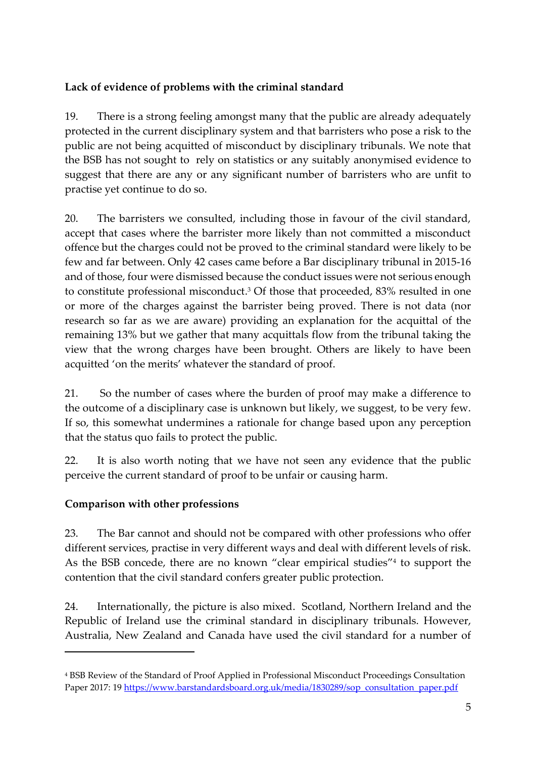**Lack of evidence of problems with the criminal standard**

19. There is a strong feeling amongst many that the public are already adequately protected in the current disciplinary system and that barristers who pose a risk to the public are not being acquitted of misconduct by disciplinary tribunals. We note that the BSB has not sought to rely on statistics or any suitably anonymised evidence to suggest that there are any or any significant number of barristers who are unfit to practise yet continue to do so.

20. The barristers we consulted, including those in favour of the civil standard, accept that cases where the barrister more likely than not committed a misconduct offence but the charges could not be proved to the criminal standard were likely to be few and far between. Only 42 cases came before a Bar disciplinary tribunal in 2015-16 and of those, four were dismissed because the conduct issues were not serious enough to constitute professional misconduct.[3] Of those that proceeded, 83% resulted in one or more of the charges against the barrister being proved. There is not data (nor research so far as we are aware) providing an explanation for the acquittal of the remaining 13% but we gather that many acquittals flow from the tribunal taking the view that the wrong charges have been brought. Others are likely to have been acquitted 'on the merits' whatever the standard of proof.

21. So the number of cases where the burden of proof may make a difference to the outcome of a disciplinary case is unknown but likely, we suggest, to be very few. If so, this somewhat undermines a rationale for change based upon any perception that the status quo fails to protect the public.

22. It is also worth noting that we have not seen any evidence that the public perceive the current standard of proof to be unfair or causing harm.

**Comparison with other professions**

23. The Bar cannot and should not be compared with other professions who offer different services, practise in very different ways and deal with different levels of risk. As the BSB concede, there are no known "clear empirical studies"[4] to support the contention that the civil standard confers greater public protection.

24. Internationally, the picture is also mixed. Scotland, Northern Ireland and the Republic of Ireland use the criminal standard in disciplinary tribunals. However, Australia, New Zealand and Canada have used the civil standard for a number of

---

[4] BSB Review of the Standard of Proof Applied in Professional Misconduct Proceedings Consultation Paper 2017: 19 https://www.barstandardsboard.org.uk/media/1830289/sop_consultation_paper.pdf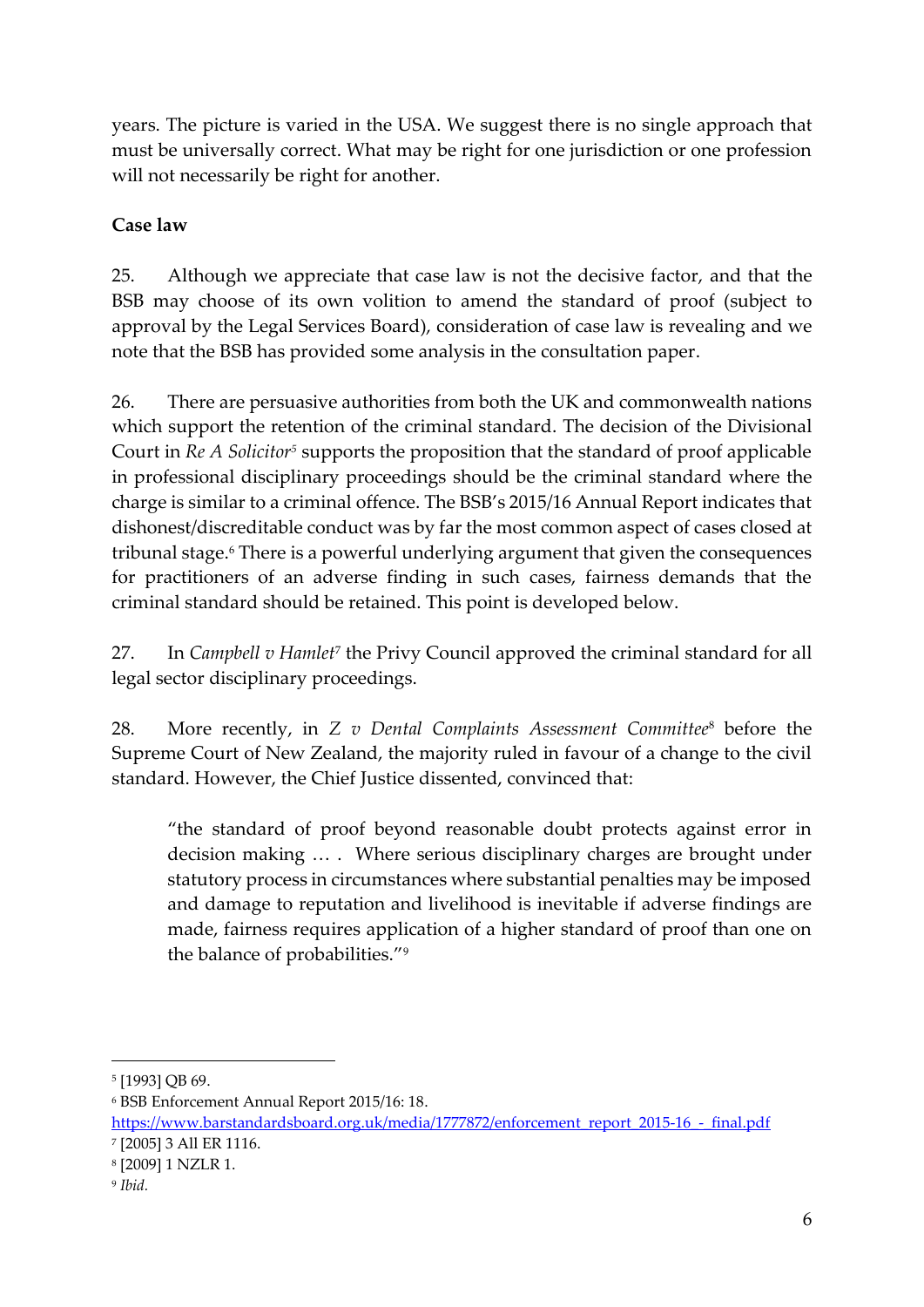years. The picture is varied in the USA. We suggest there is no single approach that must be universally correct. What may be right for one jurisdiction or one profession will not necessarily be right for another.

**Case law**

25. Although we appreciate that case law is not the decisive factor, and that the BSB may choose of its own volition to amend the standard of proof (subject to approval by the Legal Services Board), consideration of case law is revealing and we note that the BSB has provided some analysis in the consultation paper.

26. There are persuasive authorities from both the UK and commonwealth nations which support the retention of the criminal standard. The decision of the Divisional Court in *Re A Solicitor*[5] supports the proposition that the standard of proof applicable in professional disciplinary proceedings should be the criminal standard where the charge is similar to a criminal offence. The BSB's 2015/16 Annual Report indicates that dishonest/discreditable conduct was by far the most common aspect of cases closed at tribunal stage.[6] There is a powerful underlying argument that given the consequences for practitioners of an adverse finding in such cases, fairness demands that the criminal standard should be retained. This point is developed below.

27. In *Campbell v Hamlet*[7] the Privy Council approved the criminal standard for all legal sector disciplinary proceedings.

28. More recently, in *Z v Dental Complaints Assessment Committee*[8] before the Supreme Court of New Zealand, the majority ruled in favour of a change to the civil standard. However, the Chief Justice dissented, convinced that:

> "the standard of proof beyond reasonable doubt protects against error in decision making … . Where serious disciplinary charges are brought under statutory process in circumstances where substantial penalties may be imposed and damage to reputation and livelihood is inevitable if adverse findings are made, fairness requires application of a higher standard of proof than one on the balance of probabilities."[9]

---

[5] [1993] QB 69.

[6] BSB Enforcement Annual Report 2015/16: 18. https://www.barstandardsboard.org.uk/media/1777872/enforcement_report_2015-16_-_final.pdf

[7] [2005] 3 All ER 1116.

[8] [2009] 1 NZLR 1.

[9] *Ibid.*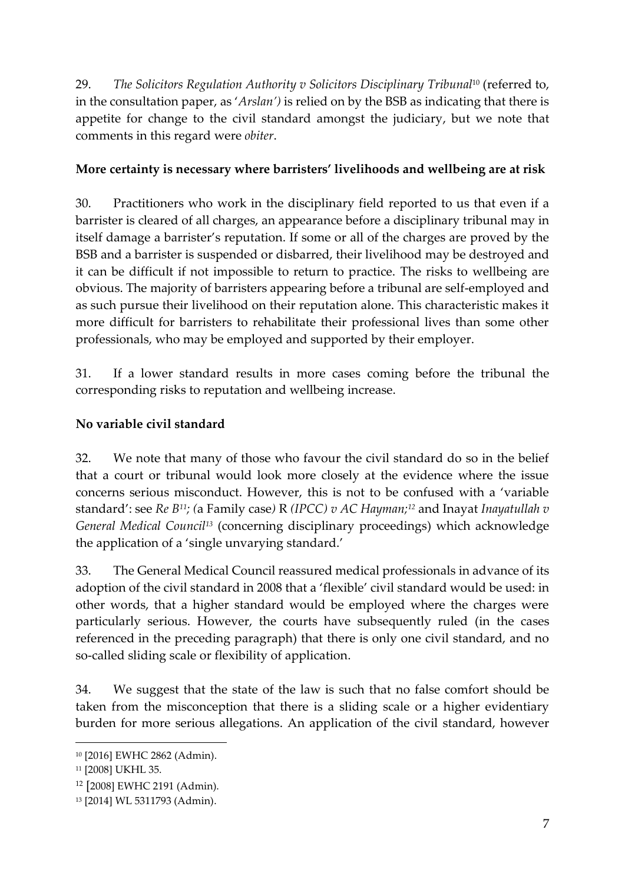29. *The Solicitors Regulation Authority v Solicitors Disciplinary Tribunal*[10] (referred to, in the consultation paper, as '*Arslan')* is relied on by the BSB as indicating that there is appetite for change to the civil standard amongst the judiciary, but we note that comments in this regard were *obiter*.

**More certainty is necessary where barristers' livelihoods and wellbeing are at risk**

30. Practitioners who work in the disciplinary field reported to us that even if a barrister is cleared of all charges, an appearance before a disciplinary tribunal may in itself damage a barrister's reputation. If some or all of the charges are proved by the BSB and a barrister is suspended or disbarred, their livelihood may be destroyed and it can be difficult if not impossible to return to practice. The risks to wellbeing are obvious. The majority of barristers appearing before a tribunal are self-employed and as such pursue their livelihood on their reputation alone. This characteristic makes it more difficult for barristers to rehabilitate their professional lives than some other professionals, who may be employed and supported by their employer.

31. If a lower standard results in more cases coming before the tribunal the corresponding risks to reputation and wellbeing increase.

**No variable civil standard**

32. We note that many of those who favour the civil standard do so in the belief that a court or tribunal would look more closely at the evidence where the issue concerns serious misconduct. However, this is not to be confused with a 'variable standard': see *Re B*[11]*; (*a Family case*)* R *(IPCC) v AC Hayman;*[12] and Inayat *Inayatullah v General Medical Council*[13] (concerning disciplinary proceedings) which acknowledge the application of a 'single unvarying standard.'

33. The General Medical Council reassured medical professionals in advance of its adoption of the civil standard in 2008 that a 'flexible' civil standard would be used: in other words, that a higher standard would be employed where the charges were particularly serious. However, the courts have subsequently ruled (in the cases referenced in the preceding paragraph) that there is only one civil standard, and no so-called sliding scale or flexibility of application.

34. We suggest that the state of the law is such that no false comfort should be taken from the misconception that there is a sliding scale or a higher evidentiary burden for more serious allegations. An application of the civil standard, however

---

[10] [2016] EWHC 2862 (Admin).

[11] [2008] UKHL 35.

[12] [2008] EWHC 2191 (Admin).

[13] [2014] WL 5311793 (Admin).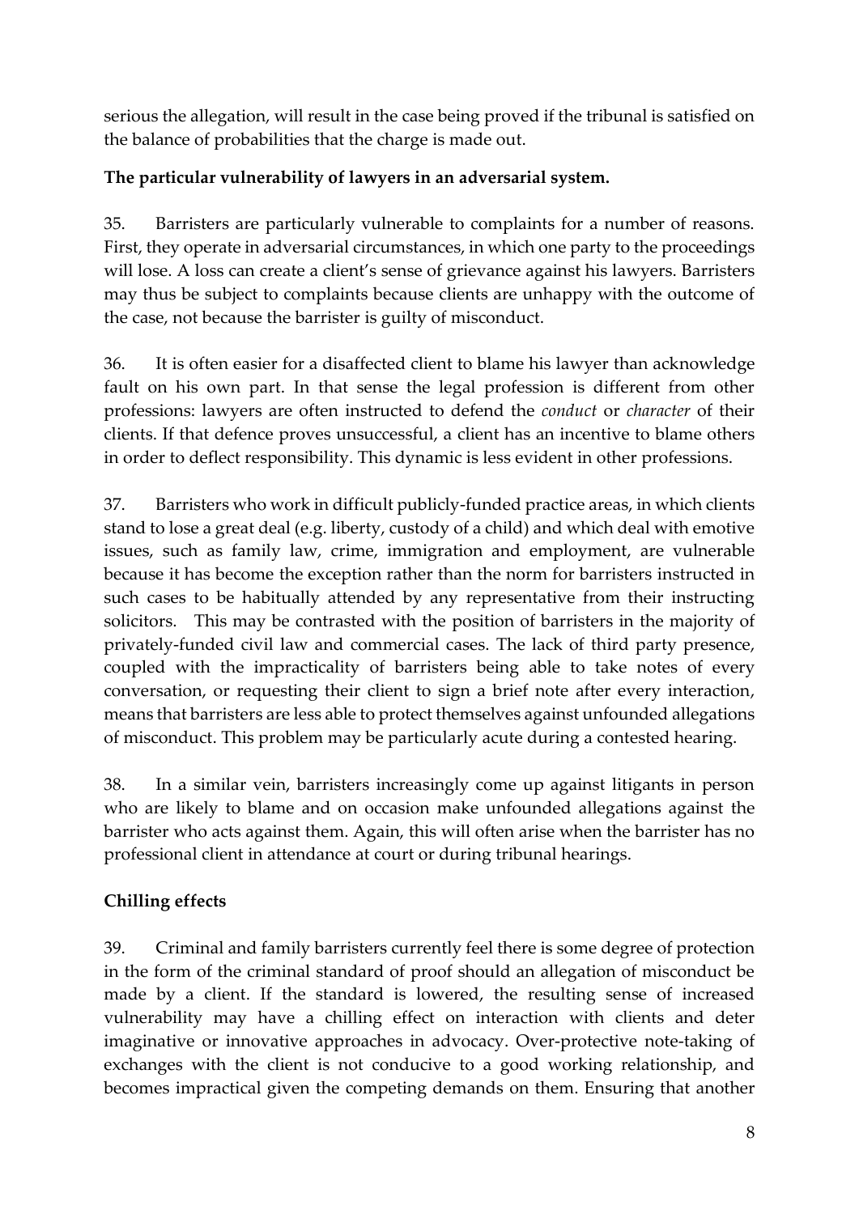serious the allegation, will result in the case being proved if the tribunal is satisfied on the balance of probabilities that the charge is made out.

**The particular vulnerability of lawyers in an adversarial system.**

35. Barristers are particularly vulnerable to complaints for a number of reasons. First, they operate in adversarial circumstances, in which one party to the proceedings will lose. A loss can create a client's sense of grievance against his lawyers. Barristers may thus be subject to complaints because clients are unhappy with the outcome of the case, not because the barrister is guilty of misconduct.

36. It is often easier for a disaffected client to blame his lawyer than acknowledge fault on his own part. In that sense the legal profession is different from other professions: lawyers are often instructed to defend the *conduct* or *character* of their clients. If that defence proves unsuccessful, a client has an incentive to blame others in order to deflect responsibility. This dynamic is less evident in other professions.

37. Barristers who work in difficult publicly-funded practice areas, in which clients stand to lose a great deal (e.g. liberty, custody of a child) and which deal with emotive issues, such as family law, crime, immigration and employment, are vulnerable because it has become the exception rather than the norm for barristers instructed in such cases to be habitually attended by any representative from their instructing solicitors. This may be contrasted with the position of barristers in the majority of privately-funded civil law and commercial cases. The lack of third party presence, coupled with the impracticality of barristers being able to take notes of every conversation, or requesting their client to sign a brief note after every interaction, means that barristers are less able to protect themselves against unfounded allegations of misconduct. This problem may be particularly acute during a contested hearing.

38. In a similar vein, barristers increasingly come up against litigants in person who are likely to blame and on occasion make unfounded allegations against the barrister who acts against them. Again, this will often arise when the barrister has no professional client in attendance at court or during tribunal hearings.

**Chilling effects**

39. Criminal and family barristers currently feel there is some degree of protection in the form of the criminal standard of proof should an allegation of misconduct be made by a client. If the standard is lowered, the resulting sense of increased vulnerability may have a chilling effect on interaction with clients and deter imaginative or innovative approaches in advocacy. Over-protective note-taking of exchanges with the client is not conducive to a good working relationship, and becomes impractical given the competing demands on them. Ensuring that another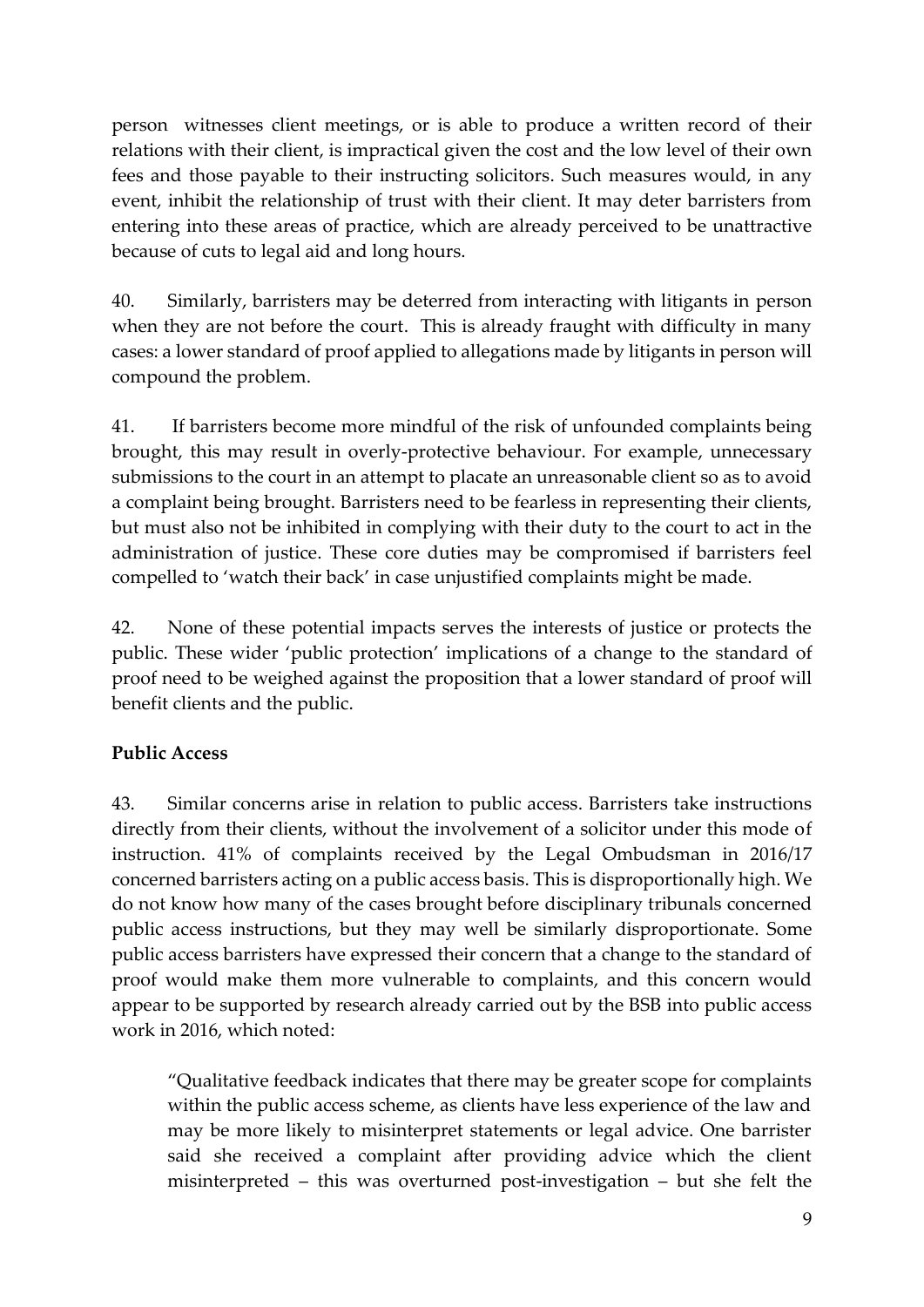person witnesses client meetings, or is able to produce a written record of their relations with their client, is impractical given the cost and the low level of their own fees and those payable to their instructing solicitors. Such measures would, in any event, inhibit the relationship of trust with their client. It may deter barristers from entering into these areas of practice, which are already perceived to be unattractive because of cuts to legal aid and long hours.

40. Similarly, barristers may be deterred from interacting with litigants in person when they are not before the court. This is already fraught with difficulty in many cases: a lower standard of proof applied to allegations made by litigants in person will compound the problem.

41. If barristers become more mindful of the risk of unfounded complaints being brought, this may result in overly-protective behaviour. For example, unnecessary submissions to the court in an attempt to placate an unreasonable client so as to avoid a complaint being brought. Barristers need to be fearless in representing their clients, but must also not be inhibited in complying with their duty to the court to act in the administration of justice. These core duties may be compromised if barristers feel compelled to 'watch their back' in case unjustified complaints might be made.

42. None of these potential impacts serves the interests of justice or protects the public. These wider 'public protection' implications of a change to the standard of proof need to be weighed against the proposition that a lower standard of proof will benefit clients and the public.

**Public Access**

43. Similar concerns arise in relation to public access. Barristers take instructions directly from their clients, without the involvement of a solicitor under this mode of instruction. 41% of complaints received by the Legal Ombudsman in 2016/17 concerned barristers acting on a public access basis. This is disproportionally high. We do not know how many of the cases brought before disciplinary tribunals concerned public access instructions, but they may well be similarly disproportionate. Some public access barristers have expressed their concern that a change to the standard of proof would make them more vulnerable to complaints, and this concern would appear to be supported by research already carried out by the BSB into public access work in 2016, which noted:

> "Qualitative feedback indicates that there may be greater scope for complaints within the public access scheme, as clients have less experience of the law and may be more likely to misinterpret statements or legal advice. One barrister said she received a complaint after providing advice which the client misinterpreted – this was overturned post-investigation – but she felt the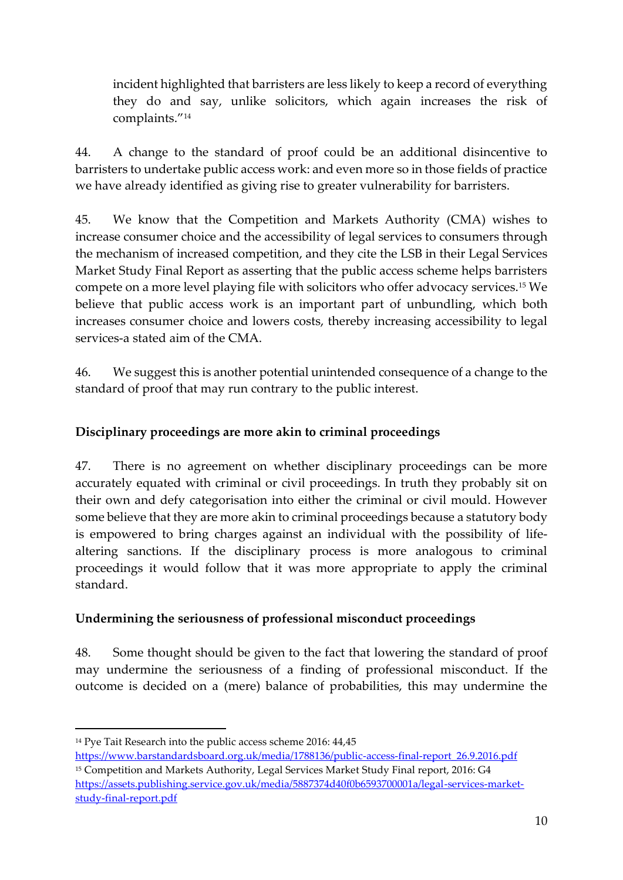incident highlighted that barristers are less likely to keep a record of everything they do and say, unlike solicitors, which again increases the risk of complaints."[14]

44. A change to the standard of proof could be an additional disincentive to barristers to undertake public access work: and even more so in those fields of practice we have already identified as giving rise to greater vulnerability for barristers.

45. We know that the Competition and Markets Authority (CMA) wishes to increase consumer choice and the accessibility of legal services to consumers through the mechanism of increased competition, and they cite the LSB in their Legal Services Market Study Final Report as asserting that the public access scheme helps barristers compete on a more level playing file with solicitors who offer advocacy services.[15] We believe that public access work is an important part of unbundling, which both increases consumer choice and lowers costs, thereby increasing accessibility to legal services-a stated aim of the CMA.

46. We suggest this is another potential unintended consequence of a change to the standard of proof that may run contrary to the public interest.

**Disciplinary proceedings are more akin to criminal proceedings**

47. There is no agreement on whether disciplinary proceedings can be more accurately equated with criminal or civil proceedings. In truth they probably sit on their own and defy categorisation into either the criminal or civil mould. However some believe that they are more akin to criminal proceedings because a statutory body is empowered to bring charges against an individual with the possibility of life-altering sanctions. If the disciplinary process is more analogous to criminal proceedings it would follow that it was more appropriate to apply the criminal standard.

**Undermining the seriousness of professional misconduct proceedings**

48. Some thought should be given to the fact that lowering the standard of proof may undermine the seriousness of a finding of professional misconduct. If the outcome is decided on a (mere) balance of probabilities, this may undermine the

---

[14] Pye Tait Research into the public access scheme 2016: 44,45
https://www.barstandardsboard.org.uk/media/1788136/public-access-final-report_26.9.2016.pdf

[15] Competition and Markets Authority, Legal Services Market Study Final report, 2016: G4
https://assets.publishing.service.gov.uk/media/5887374d40f0b6593700001a/legal-services-market-study-final-report.pdf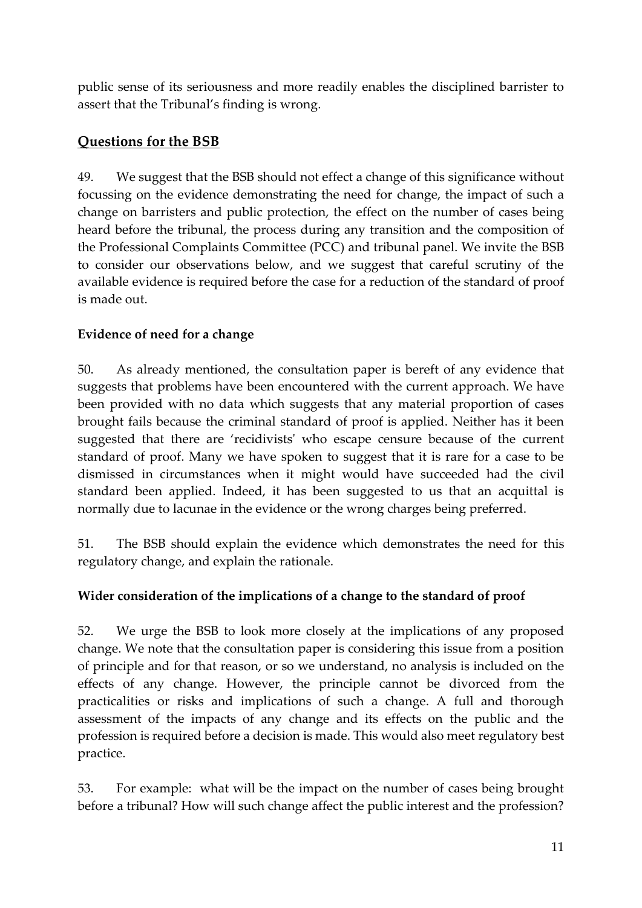public sense of its seriousness and more readily enables the disciplined barrister to assert that the Tribunal's finding is wrong.

## Questions for the BSB

49. We suggest that the BSB should not effect a change of this significance without focussing on the evidence demonstrating the need for change, the impact of such a change on barristers and public protection, the effect on the number of cases being heard before the tribunal, the process during any transition and the composition of the Professional Complaints Committee (PCC) and tribunal panel. We invite the BSB to consider our observations below, and we suggest that careful scrutiny of the available evidence is required before the case for a reduction of the standard of proof is made out.

### Evidence of need for a change

50. As already mentioned, the consultation paper is bereft of any evidence that suggests that problems have been encountered with the current approach. We have been provided with no data which suggests that any material proportion of cases brought fails because the criminal standard of proof is applied. Neither has it been suggested that there are 'recidivists' who escape censure because of the current standard of proof. Many we have spoken to suggest that it is rare for a case to be dismissed in circumstances when it might would have succeeded had the civil standard been applied. Indeed, it has been suggested to us that an acquittal is normally due to lacunae in the evidence or the wrong charges being preferred.

51. The BSB should explain the evidence which demonstrates the need for this regulatory change, and explain the rationale.

### Wider consideration of the implications of a change to the standard of proof

52. We urge the BSB to look more closely at the implications of any proposed change. We note that the consultation paper is considering this issue from a position of principle and for that reason, or so we understand, no analysis is included on the effects of any change. However, the principle cannot be divorced from the practicalities or risks and implications of such a change. A full and thorough assessment of the impacts of any change and its effects on the public and the profession is required before a decision is made. This would also meet regulatory best practice.

53. For example: what will be the impact on the number of cases being brought before a tribunal? How will such change affect the public interest and the profession?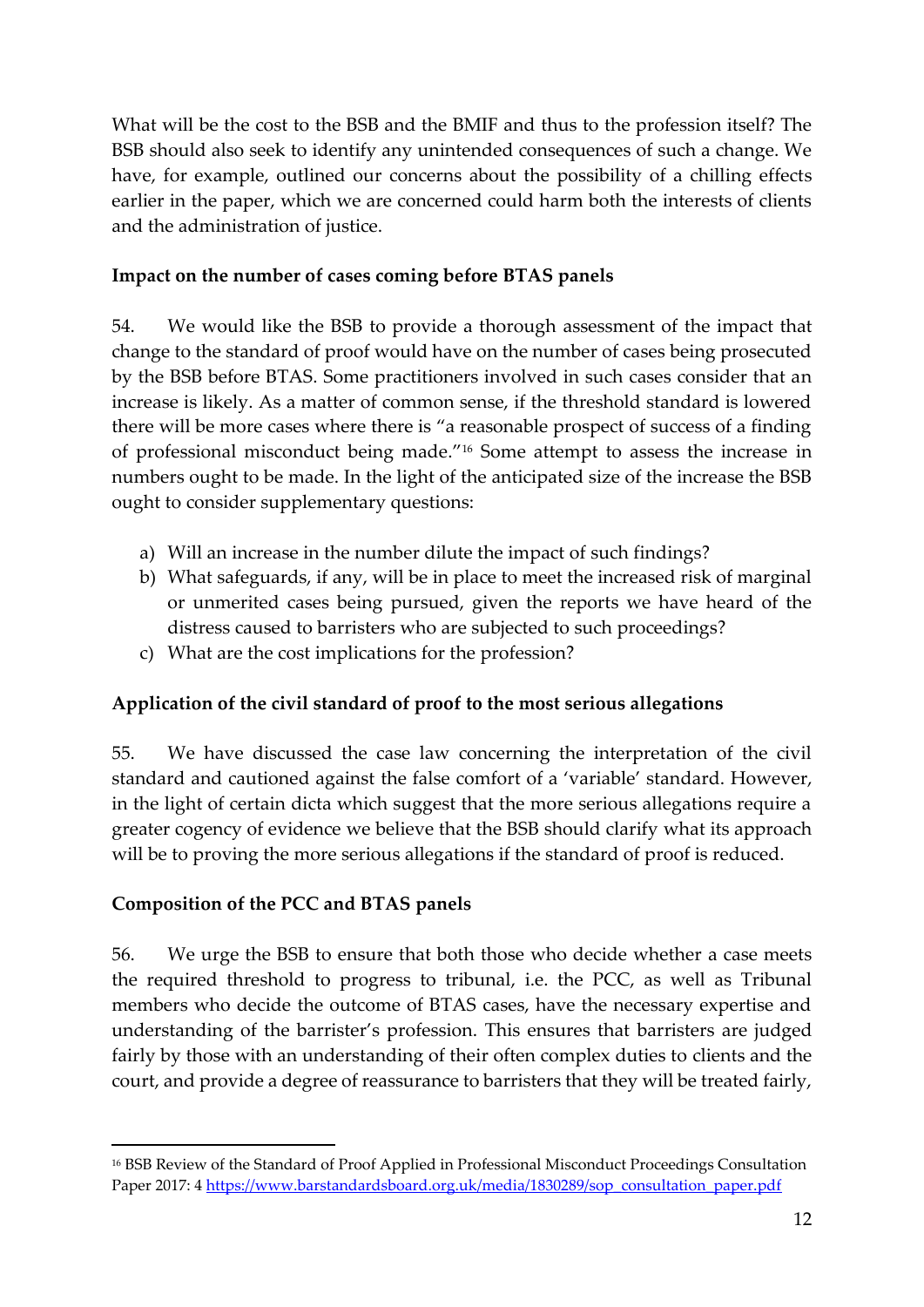What will be the cost to the BSB and the BMIF and thus to the profession itself? The BSB should also seek to identify any unintended consequences of such a change. We have, for example, outlined our concerns about the possibility of a chilling effects earlier in the paper, which we are concerned could harm both the interests of clients and the administration of justice.

**Impact on the number of cases coming before BTAS panels**

54. We would like the BSB to provide a thorough assessment of the impact that change to the standard of proof would have on the number of cases being prosecuted by the BSB before BTAS. Some practitioners involved in such cases consider that an increase is likely. As a matter of common sense, if the threshold standard is lowered there will be more cases where there is "a reasonable prospect of success of a finding of professional misconduct being made."[16] Some attempt to assess the increase in numbers ought to be made. In the light of the anticipated size of the increase the BSB ought to consider supplementary questions:

a) Will an increase in the number dilute the impact of such findings?
b) What safeguards, if any, will be in place to meet the increased risk of marginal or unmerited cases being pursued, given the reports we have heard of the distress caused to barristers who are subjected to such proceedings?
c) What are the cost implications for the profession?

**Application of the civil standard of proof to the most serious allegations**

55. We have discussed the case law concerning the interpretation of the civil standard and cautioned against the false comfort of a 'variable' standard. However, in the light of certain dicta which suggest that the more serious allegations require a greater cogency of evidence we believe that the BSB should clarify what its approach will be to proving the more serious allegations if the standard of proof is reduced.

**Composition of the PCC and BTAS panels**

56. We urge the BSB to ensure that both those who decide whether a case meets the required threshold to progress to tribunal, i.e. the PCC, as well as Tribunal members who decide the outcome of BTAS cases, have the necessary expertise and understanding of the barrister's profession. This ensures that barristers are judged fairly by those with an understanding of their often complex duties to clients and the court, and provide a degree of reassurance to barristers that they will be treated fairly,

[16] BSB Review of the Standard of Proof Applied in Professional Misconduct Proceedings Consultation Paper 2017: 4 https://www.barstandardsboard.org.uk/media/1830289/sop_consultation_paper.pdf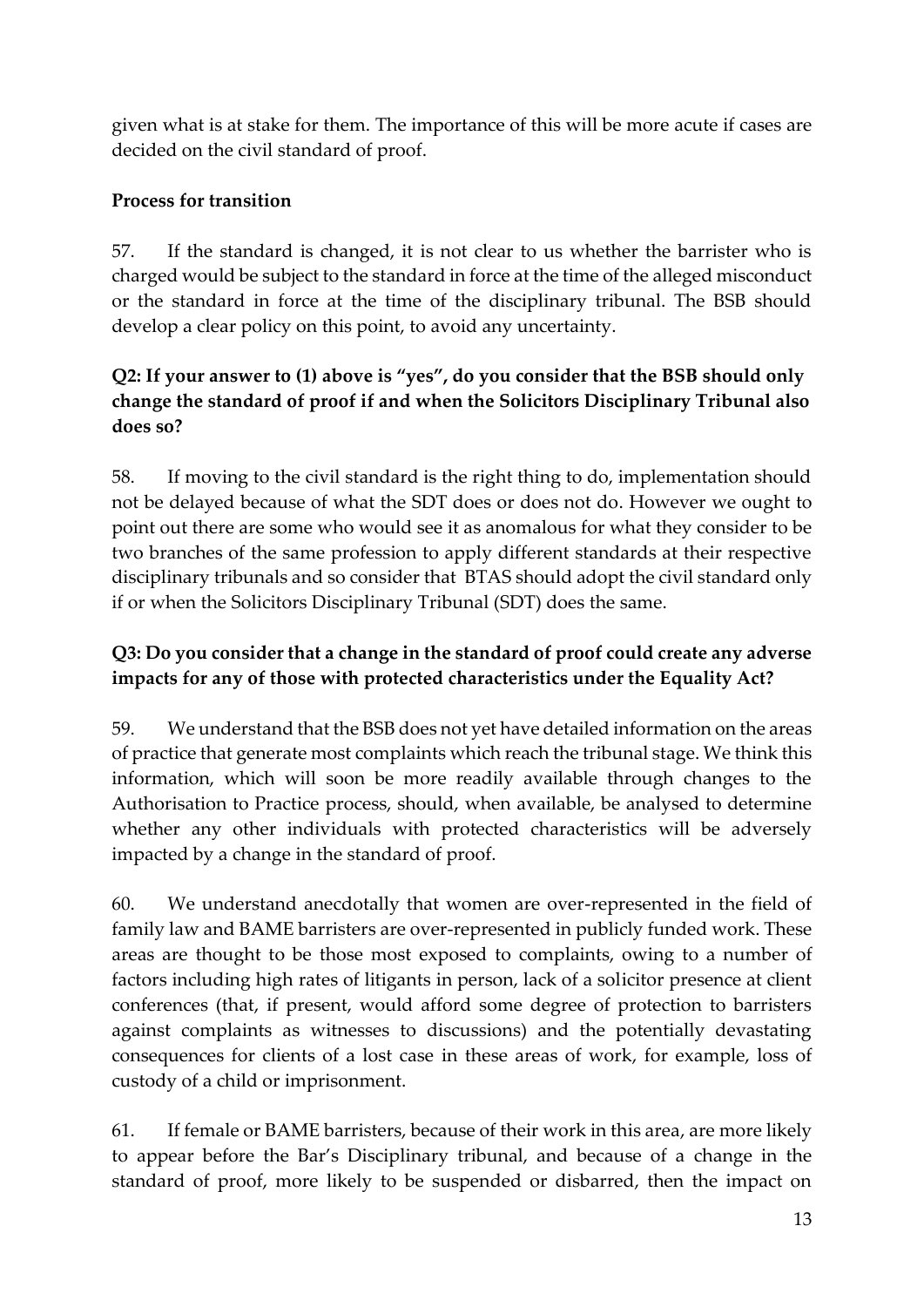given what is at stake for them. The importance of this will be more acute if cases are decided on the civil standard of proof.

**Process for transition**

57. If the standard is changed, it is not clear to us whether the barrister who is charged would be subject to the standard in force at the time of the alleged misconduct or the standard in force at the time of the disciplinary tribunal. The BSB should develop a clear policy on this point, to avoid any uncertainty.

**Q2: If your answer to (1) above is "yes", do you consider that the BSB should only change the standard of proof if and when the Solicitors Disciplinary Tribunal also does so?**

58. If moving to the civil standard is the right thing to do, implementation should not be delayed because of what the SDT does or does not do. However we ought to point out there are some who would see it as anomalous for what they consider to be two branches of the same profession to apply different standards at their respective disciplinary tribunals and so consider that BTAS should adopt the civil standard only if or when the Solicitors Disciplinary Tribunal (SDT) does the same.

**Q3: Do you consider that a change in the standard of proof could create any adverse impacts for any of those with protected characteristics under the Equality Act?**

59. We understand that the BSB does not yet have detailed information on the areas of practice that generate most complaints which reach the tribunal stage. We think this information, which will soon be more readily available through changes to the Authorisation to Practice process, should, when available, be analysed to determine whether any other individuals with protected characteristics will be adversely impacted by a change in the standard of proof.

60. We understand anecdotally that women are over-represented in the field of family law and BAME barristers are over-represented in publicly funded work. These areas are thought to be those most exposed to complaints, owing to a number of factors including high rates of litigants in person, lack of a solicitor presence at client conferences (that, if present, would afford some degree of protection to barristers against complaints as witnesses to discussions) and the potentially devastating consequences for clients of a lost case in these areas of work, for example, loss of custody of a child or imprisonment.

61. If female or BAME barristers, because of their work in this area, are more likely to appear before the Bar's Disciplinary tribunal, and because of a change in the standard of proof, more likely to be suspended or disbarred, then the impact on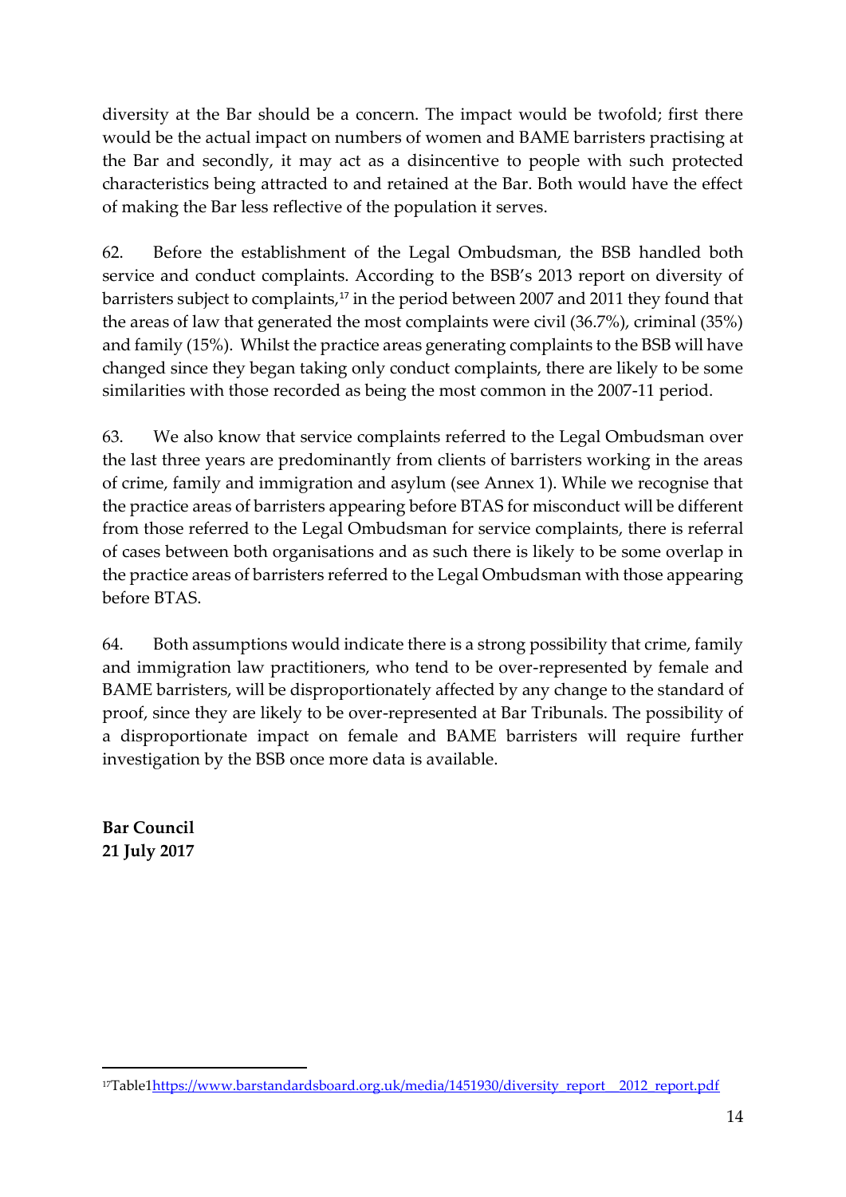diversity at the Bar should be a concern. The impact would be twofold; first there would be the actual impact on numbers of women and BAME barristers practising at the Bar and secondly, it may act as a disincentive to people with such protected characteristics being attracted to and retained at the Bar. Both would have the effect of making the Bar less reflective of the population it serves.

62. Before the establishment of the Legal Ombudsman, the BSB handled both service and conduct complaints. According to the BSB's 2013 report on diversity of barristers subject to complaints,[17] in the period between 2007 and 2011 they found that the areas of law that generated the most complaints were civil (36.7%), criminal (35%) and family (15%). Whilst the practice areas generating complaints to the BSB will have changed since they began taking only conduct complaints, there are likely to be some similarities with those recorded as being the most common in the 2007-11 period.

63. We also know that service complaints referred to the Legal Ombudsman over the last three years are predominantly from clients of barristers working in the areas of crime, family and immigration and asylum (see Annex 1). While we recognise that the practice areas of barristers appearing before BTAS for misconduct will be different from those referred to the Legal Ombudsman for service complaints, there is referral of cases between both organisations and as such there is likely to be some overlap in the practice areas of barristers referred to the Legal Ombudsman with those appearing before BTAS.

64. Both assumptions would indicate there is a strong possibility that crime, family and immigration law practitioners, who tend to be over-represented by female and BAME barristers, will be disproportionately affected by any change to the standard of proof, since they are likely to be over-represented at Bar Tribunals. The possibility of a disproportionate impact on female and BAME barristers will require further investigation by the BSB once more data is available.

**Bar Council**
**21 July 2017**

---

[17] Table1 https://www.barstandardsboard.org.uk/media/1451930/diversity_report__2012_report.pdf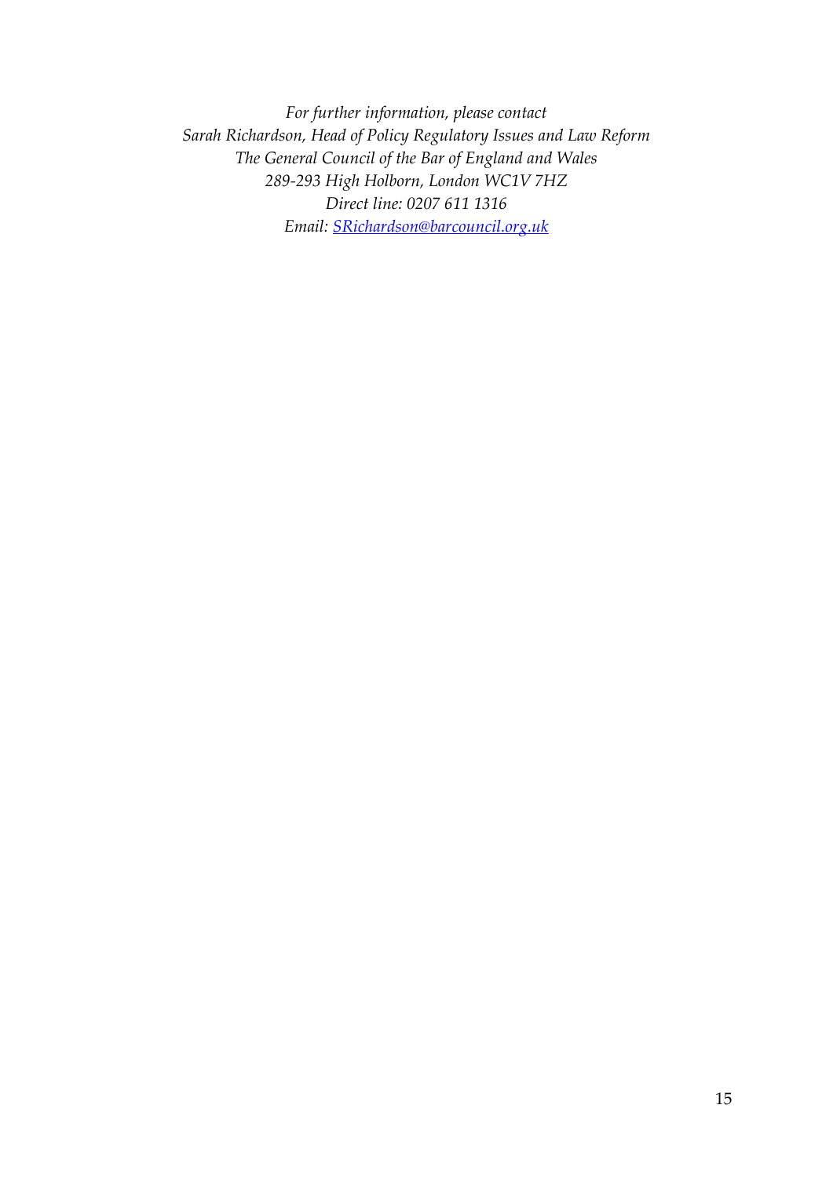*For further information, please contact*
*Sarah Richardson, Head of Policy Regulatory Issues and Law Reform*
*The General Council of the Bar of England and Wales*
*289-293 High Holborn, London WC1V 7HZ*
*Direct line: 0207 611 1316*
*Email: [SRichardson@barcouncil.org.uk](mailto:SRichardson@barcouncil.org.uk)*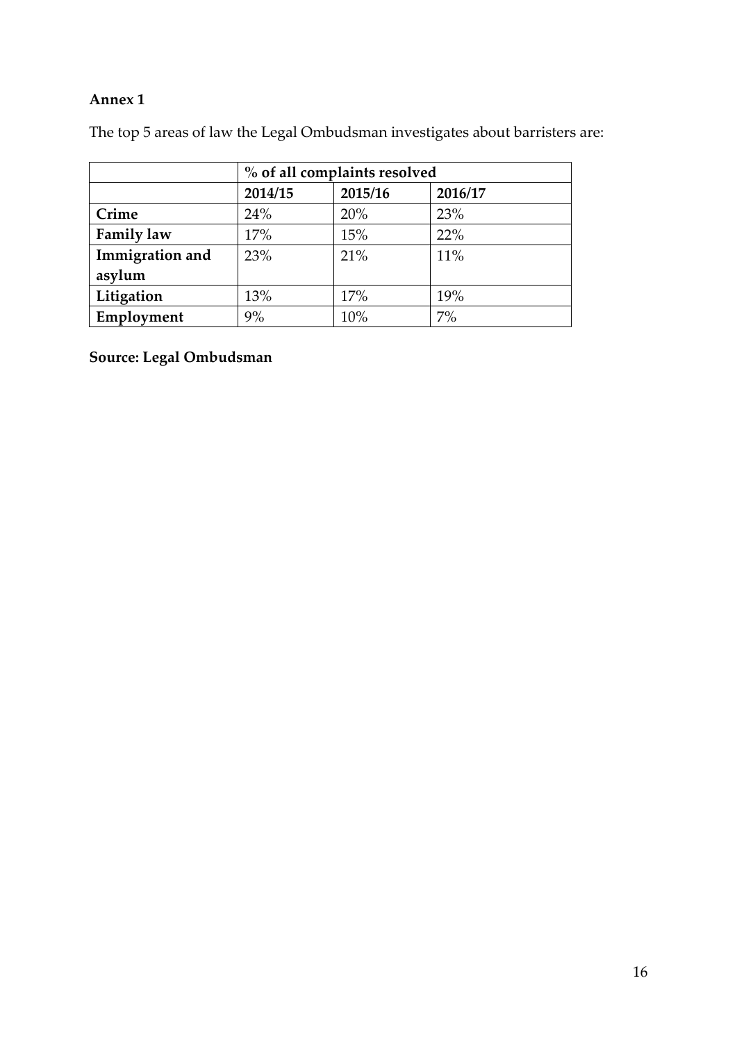**Annex 1**

The top 5 areas of law the Legal Ombudsman investigates about barristers are:

| | % of all complaints resolved | | |
|---|---|---|---|
| | **2014/15** | **2015/16** | **2016/17** |
| **Crime** | 24% | 20% | 23% |
| **Family law** | 17% | 15% | 22% |
| **Immigration and asylum** | 23% | 21% | 11% |
| **Litigation** | 13% | 17% | 19% |
| **Employment** | 9% | 10% | 7% |

**Source: Legal Ombudsman**